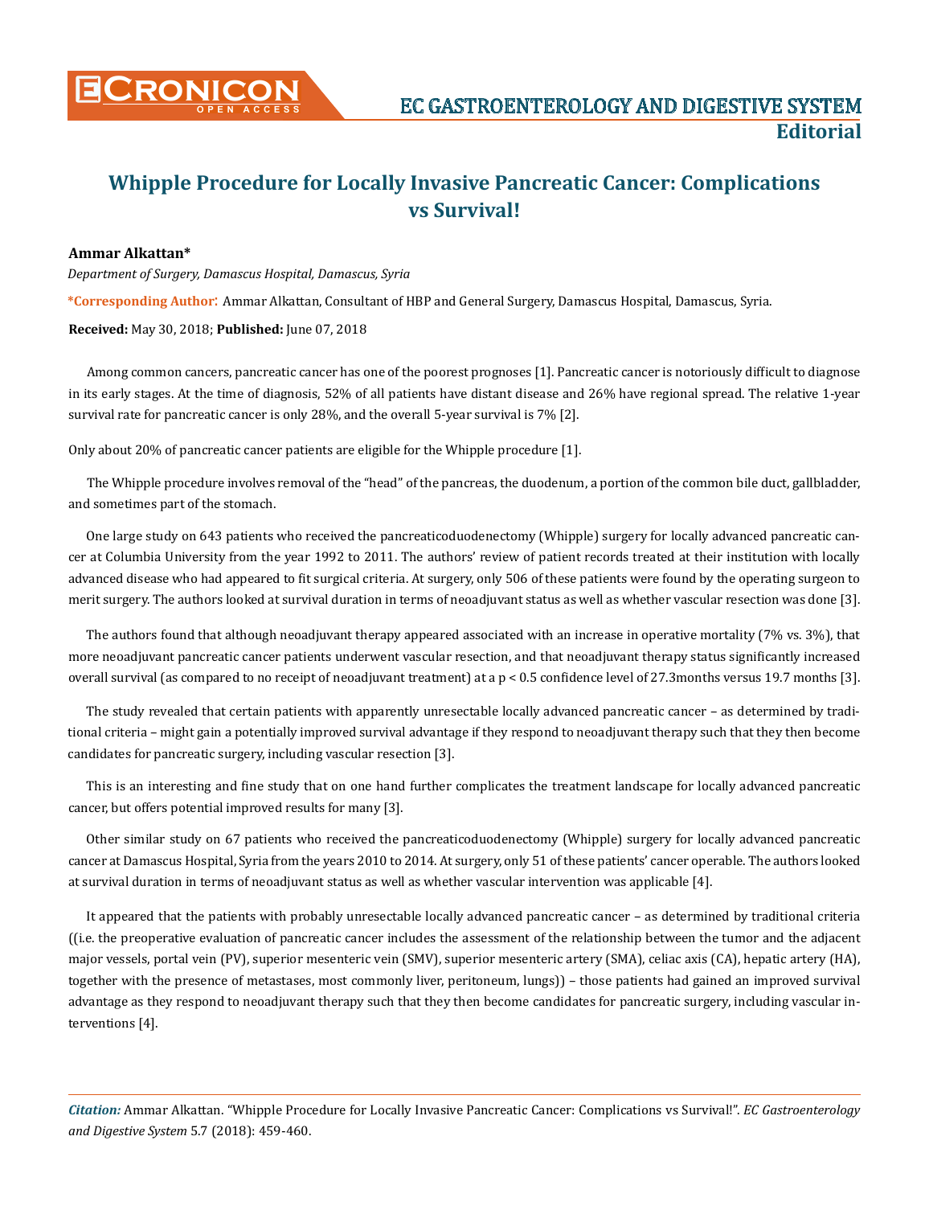# Whipple Procedure for Locally Invasive Pancreatic Cancer: Complications vs Survival!

**Ammar Alkattan***

*Department of Surgery, Damascus Hospital, Damascus, Syria*

**\*Corresponding Author:** Ammar Alkattan, Consultant of HBP and General Surgery, Damascus Hospital, Damascus, Syria.

**Received:** May 30, 2018; **Published:** June 07, 2018

Among common cancers, pancreatic cancer has one of the poorest prognoses [1]. Pancreatic cancer is notoriously difficult to diagnose in its early stages. At the time of diagnosis, 52% of all patients have distant disease and 26% have regional spread. The relative 1-year survival rate for pancreatic cancer is only 28%, and the overall 5-year survival is 7% [2].

Only about 20% of pancreatic cancer patients are eligible for the Whipple procedure [1].

The Whipple procedure involves removal of the "head" of the pancreas, the duodenum, a portion of the common bile duct, gallbladder, and sometimes part of the stomach.

One large study on 643 patients who received the pancreaticoduodenectomy (Whipple) surgery for locally advanced pancreatic cancer at Columbia University from the year 1992 to 2011. The authors' review of patient records treated at their institution with locally advanced disease who had appeared to fit surgical criteria. At surgery, only 506 of these patients were found by the operating surgeon to merit surgery. The authors looked at survival duration in terms of neoadjuvant status as well as whether vascular resection was done [3].

The authors found that although neoadjuvant therapy appeared associated with an increase in operative mortality (7% vs. 3%), that more neoadjuvant pancreatic cancer patients underwent vascular resection, and that neoadjuvant therapy status significantly increased overall survival (as compared to no receipt of neoadjuvant treatment) at a $p < 0.5$ confidence level of 27.3months versus 19.7 months [3].

The study revealed that certain patients with apparently unresectable locally advanced pancreatic cancer – as determined by traditional criteria – might gain a potentially improved survival advantage if they respond to neoadjuvant therapy such that they then become candidates for pancreatic surgery, including vascular resection [3].

This is an interesting and fine study that on one hand further complicates the treatment landscape for locally advanced pancreatic cancer, but offers potential improved results for many [3].

Other similar study on 67 patients who received the pancreaticoduodenectomy (Whipple) surgery for locally advanced pancreatic cancer at Damascus Hospital, Syria from the years 2010 to 2014. At surgery, only 51 of these patients' cancer operable. The authors looked at survival duration in terms of neoadjuvant status as well as whether vascular intervention was applicable [4].

It appeared that the patients with probably unresectable locally advanced pancreatic cancer – as determined by traditional criteria ((i.e. the preoperative evaluation of pancreatic cancer includes the assessment of the relationship between the tumor and the adjacent major vessels, portal vein (PV), superior mesenteric vein (SMV), superior mesenteric artery (SMA), celiac axis (CA), hepatic artery (HA), together with the presence of metastases, most commonly liver, peritoneum, lungs)) – those patients had gained an improved survival advantage as they respond to neoadjuvant therapy such that they then become candidates for pancreatic surgery, including vascular interventions [4].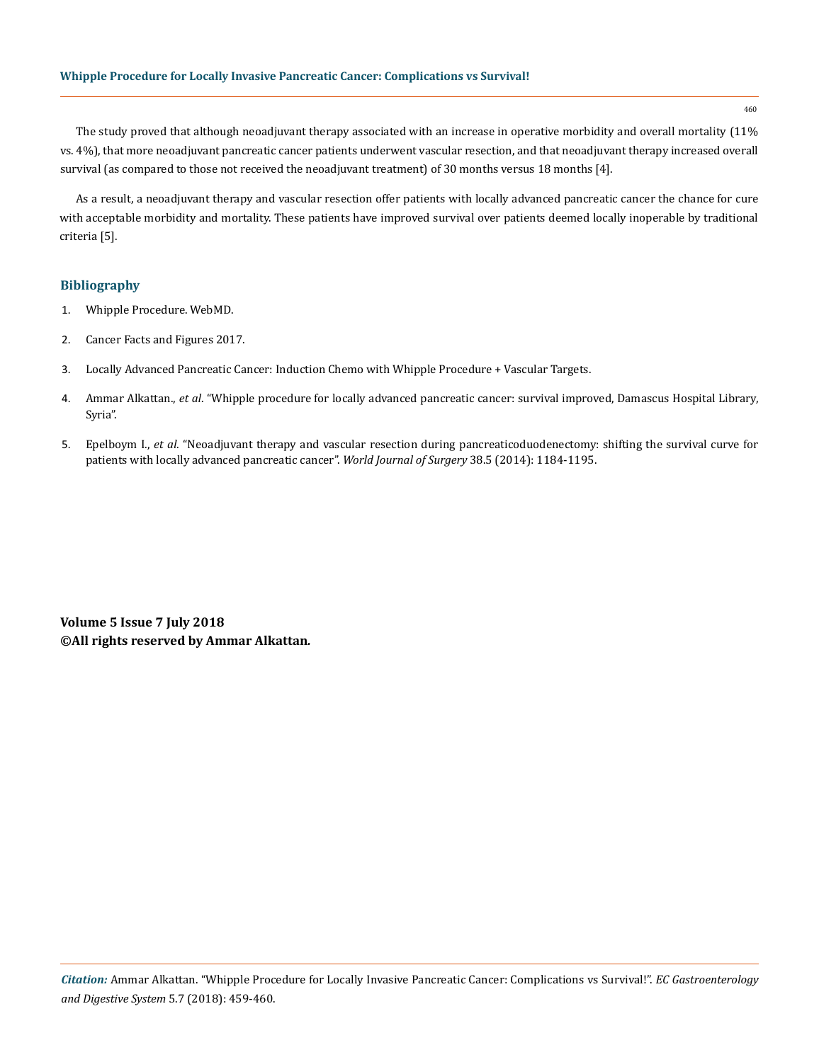The study proved that although neoadjuvant therapy associated with an increase in operative morbidity and overall mortality (11% vs. 4%), that more neoadjuvant pancreatic cancer patients underwent vascular resection, and that neoadjuvant therapy increased overall survival (as compared to those not received the neoadjuvant treatment) of 30 months versus 18 months [4].

As a result, a neoadjuvant therapy and vascular resection offer patients with locally advanced pancreatic cancer the chance for cure with acceptable morbidity and mortality. These patients have improved survival over patients deemed locally inoperable by traditional criteria [5].

## Bibliography

1. Whipple Procedure. WebMD.
2. Cancer Facts and Figures 2017.
3. Locally Advanced Pancreatic Cancer: Induction Chemo with Whipple Procedure + Vascular Targets.
4. Ammar Alkattan., *et al*. "Whipple procedure for locally advanced pancreatic cancer: survival improved, Damascus Hospital Library, Syria".
5. Epelboym I., *et al*. "Neoadjuvant therapy and vascular resection during pancreaticoduodenectomy: shifting the survival curve for patients with locally advanced pancreatic cancer". *World Journal of Surgery* 38.5 (2014): 1184-1195.

**Volume 5 Issue 7 July 2018**
**©All rights reserved by Ammar Alkattan.**